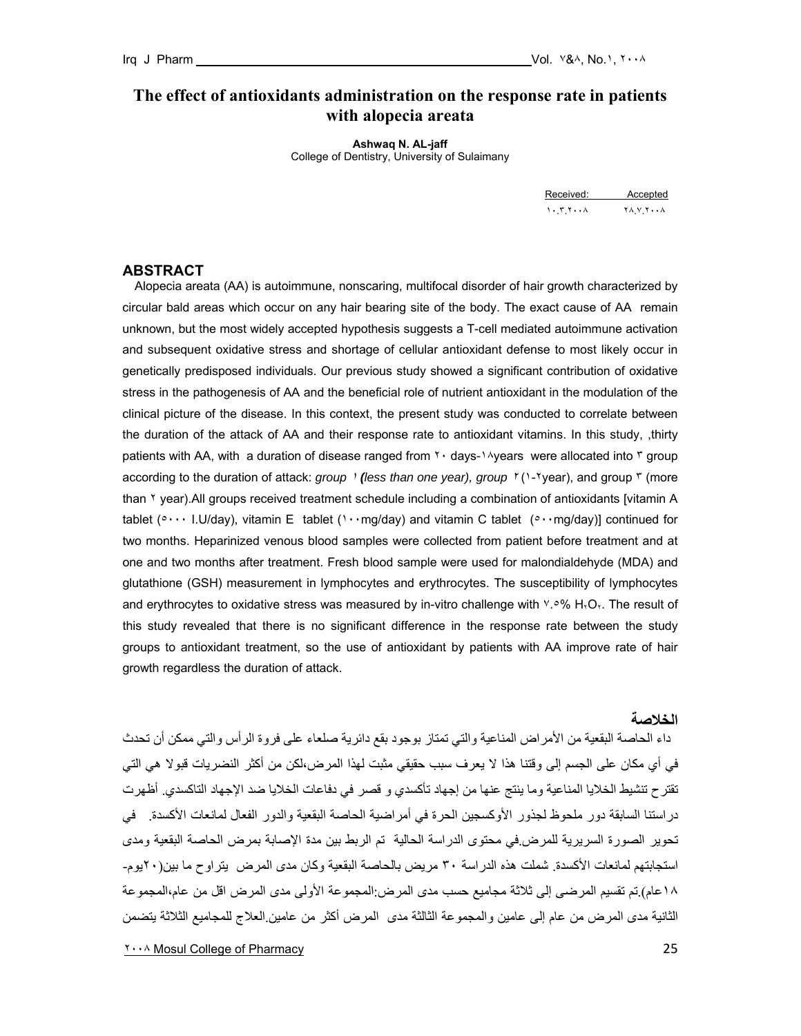# The effect of antioxidants administration on the response rate in patients with alopecia areata

**Ashwaq N. AL-jaff**
College of Dentistry, University of Sulaimany

| Received: | Accepted |
|---|---|
| ١٠.٣.٢٠٠٨ | ٢٨.٧.٢٠٠٨ |

## ABSTRACT

Alopecia areata (AA) is autoimmune, nonscaring, multifocal disorder of hair growth characterized by circular bald areas which occur on any hair bearing site of the body. The exact cause of AA remain unknown, but the most widely accepted hypothesis suggests a T-cell mediated autoimmune activation and subsequent oxidative stress and shortage of cellular antioxidant defense to most likely occur in genetically predisposed individuals. Our previous study showed a significant contribution of oxidative stress in the pathogenesis of AA and the beneficial role of nutrient antioxidant in the modulation of the clinical picture of the disease. In this context, the present study was conducted to correlate between the duration of the attack of AA and their response rate to antioxidant vitamins. In this study, ,thirty patients with AA, with a duration of disease ranged from ٢٠ days-١٨years were allocated into ٣ group according to the duration of attack: *group ١* ***(****less than one year), group* ٢(١-٢year), and group ٣ (more than ٢ year).All groups received treatment schedule including a combination of antioxidants [vitamin A tablet (٥٠٠٠ I.U/day), vitamin E tablet (١٠٠mg/day) and vitamin C tablet (٥٠٠mg/day)] continued for two months. Heparinized venous blood samples were collected from patient before treatment and at one and two months after treatment. Fresh blood sample were used for malondialdehyde (MDA) and glutathione (GSH) measurement in lymphocytes and erythrocytes. The susceptibility of lymphocytes and erythrocytes to oxidative stress was measured by in-vitro challenge with ٧.٥% $H_2O_2$. The result of this study revealed that there is no significant difference in the response rate between the study groups to antioxidant treatment, so the use of antioxidant by patients with AA improve rate of hair growth regardless the duration of attack.

## الخلاصة

داء الحاصة البقعية من الأمراض المناعية والتي تمتاز بوجود بقع دائرية صلعاء على فروة الرأس والتي ممكن أن تحدث في أي مكان على الجسم إلى وقتنا هذا لا يعرف سبب حقيقي مثبت لهذا المرض،لكن من أكثر النضريات قبولا هي التي تقترح تنشيط الخلايا المناعية وما ينتج عنها من إجهاد تأكسدي و قصر في دفاعات الخلايا ضد الإجهاد التاكسدي. أظهرت دراستنا السابقة دور ملحوظ لجذور الأوكسجين الحرة في أمراضية الحاصة البقعية والدور الفعال لمانعات الأكسدة. في تحوير الصورة السريرية للمرض.في محتوى الدراسة الحالية تم الربط بين مدة الإصابة بمرض الحاصة البقعية ومدى استجابتهم لمانعات الأكسدة. شملت هذه الدراسة ٣٠ مريض بالحاصة البقعية وكان مدى المرض يتراوح ما بين(٢٠يوم-١٨عام).تم تقسيم المرضى إلى ثلاثة مجاميع حسب مدى المرض:المجموعة الأولى مدى المرض اقل من عام،المجموعة الثانية مدى المرض من عام إلى عامين والمجموعة الثالثة مدى المرض أكثر من عامين.العلاج للمجاميع الثلاثة يتضمن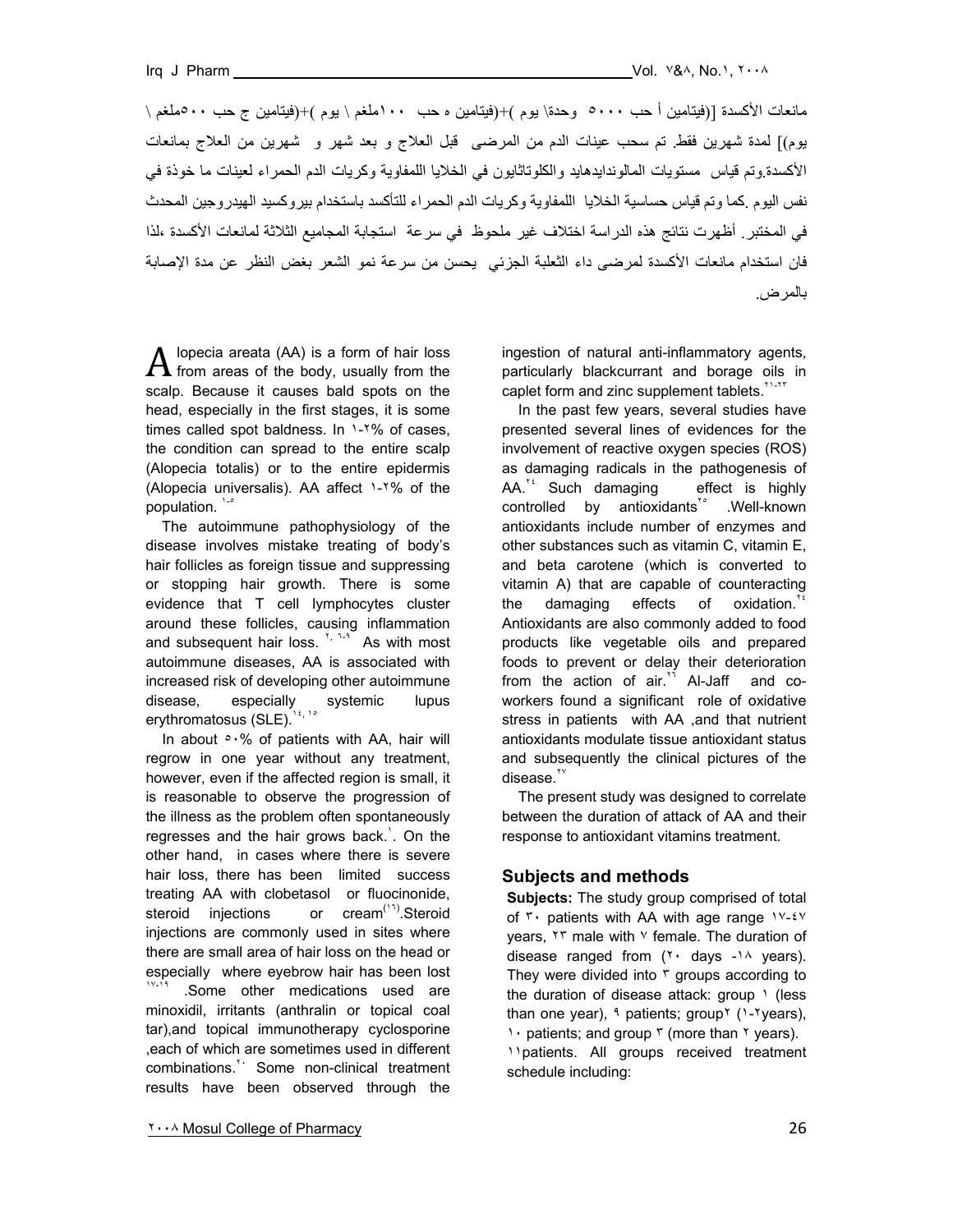مانعات الأكسدة [(فيتامين أ حب ٥٠٠٠ وحدة\ يوم )+(فيتامين ه حب ١٠٠ملغم \ يوم )+(فيتامين ج حب ٥٠٠ملغم \ يوم)] لمدة شهرين فقط. تم سحب عينات الدم من المرضى قبل العلاج و بعد شهر و شهرين من العلاج بمانعات الأكسدة.وتم قياس مستويات المالوندايهايد والكلوتاثايون في الخلايا اللمفاوية وكريات الدم الحمراء لعينات ما خوذة في نفس اليوم .كما وتم قياس حساسية الخلايا اللمفاوية وكريات الدم الحمراء للتأكسد باستخدام بيروكسيد الهيدروجين المحدث في المختبر. أظهرت نتائج هذه الدراسة اختلاف غير ملحوظ في سرعة استجابة المجاميع الثلاثة لمانعات الأكسدة ،لذا فان استخدام مانعات الأكسدة لمرضى داء الثعلبة الجزئي يحسن من سرعة نمو الشعر بغض النظر عن مدة الإصابة بالمرض.

Alopecia areata (AA) is a form of hair loss from areas of the body, usually from the scalp. Because it causes bald spots on the head, especially in the first stages, it is some times called spot baldness. In 1-2% of cases, the condition can spread to the entire scalp (Alopecia totalis) or to the entire epidermis (Alopecia universalis). AA affect 1-2% of the population. [1-5]

The autoimmune pathophysiology of the disease involves mistake treating of body's hair follicles as foreign tissue and suppressing or stopping hair growth. There is some evidence that T cell lymphocytes cluster around these follicles, causing inflammation and subsequent hair loss. [2, 6-9] As with most autoimmune diseases, AA is associated with increased risk of developing other autoimmune disease, especially systemic lupus erythromatosus (SLE). [14, 15]

In about 50% of patients with AA, hair will regrow in one year without any treatment, however, even if the affected region is small, it is reasonable to observe the progression of the illness as the problem often spontaneously regresses and the hair grows back.[1]. On the other hand, in cases where there is severe hair loss, there has been limited success treating AA with clobetasol or fluocinonide, steroid injections or cream[16].Steroid injections are commonly used in sites where there are small area of hair loss on the head or especially where eyebrow hair has been lost [17-19] .Some other medications used are minoxidil, irritants (anthralin or topical coal tar),and topical immunotherapy cyclosporine ,each of which are sometimes used in different combinations.[20] Some non-clinical treatment results have been observed through the ingestion of natural anti-inflammatory agents, particularly blackcurrant and borage oils in caplet form and zinc supplement tablets.[21-23]

In the past few years, several studies have presented several lines of evidences for the involvement of reactive oxygen species (ROS) as damaging radicals in the pathogenesis of AA.[24] Such damaging effect is highly controlled by antioxidants[25] .Well-known antioxidants include number of enzymes and other substances such as vitamin C, vitamin E, and beta carotene (which is converted to vitamin A) that are capable of counteracting the damaging effects of oxidation.[24] Antioxidants are also commonly added to food products like vegetable oils and prepared foods to prevent or delay their deterioration from the action of air.[26] Al-Jaff and co-workers found a significant role of oxidative stress in patients with AA ,and that nutrient antioxidants modulate tissue antioxidant status and subsequently the clinical pictures of the disease.[27]

The present study was designed to correlate between the duration of attack of AA and their response to antioxidant vitamins treatment.

## Subjects and methods

**Subjects:** The study group comprised of total of 30 patients with AA with age range 17-47 years, 23 male with 7 female. The duration of disease ranged from (20 days -18 years). They were divided into 3 groups according to the duration of disease attack: group 1 (less than one year), 9 patients; group2 (1-2years), 10 patients; and group 3 (more than 2 years). 11patients. All groups received treatment schedule including: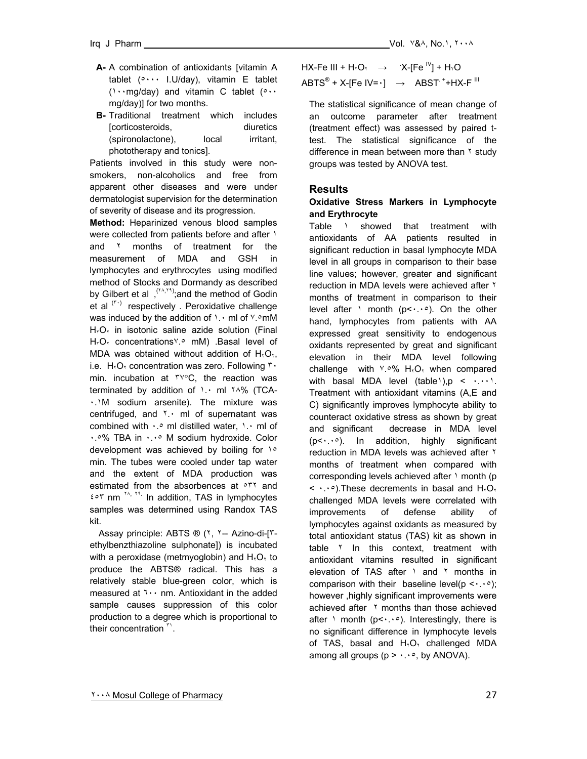- **A-** A combination of antioxidants [vitamin A tablet (٥٠٠٠ I.U/day), vitamin E tablet (١٠٠mg/day) and vitamin C tablet (٥٠٠ mg/day)] for two months.
- **B-** Traditional treatment which includes [corticosteroids, diuretics (spironolactone), local irritant, phototherapy and tonics].

Patients involved in this study were non-smokers, non-alcoholics and free from apparent other diseases and were under dermatologist supervision for the determination of severity of disease and its progression.

**Method:** Heparinized venous blood samples were collected from patients before and after ١ and ٢ months of treatment for the measurement of MDA and GSH in lymphocytes and erythrocytes using modified method of Stocks and Dormandy as described by Gilbert et al ,[٢٨,٢٩];and the method of Godin et al [٣٠] respectively . Peroxidative challenge was induced by the addition of ١.٠ ml of ٧.٥mM $H_2O_2$ in isotonic saline azide solution (Final $H_2O_2$ concentrations٧.٥ mM) .Basal level of MDA was obtained without addition of $H_2O_2$, i.e. $H_2O_2$ concentration was zero. Following ٣٠ min. incubation at ٣٧°C, the reaction was terminated by addition of ١.٠ ml ٢٨% (TCA-٠.١M sodium arsenite). The mixture was centrifuged, and ٢.٠ ml of supernatant was combined with ٠.٥ ml distilled water, ١.٠ ml of ٠.٥% TBA in ٠.٠٥ M sodium hydroxide. Color development was achieved by boiling for ١٥ min. The tubes were cooled under tap water and the extent of MDA production was estimated from the absorbences at ٥٣٢ and ٤٥٣ nm [٢٨, ٢٩]. In addition, TAS in lymphocytes samples was determined using Randox TAS kit.

Assay principle: ABTS ® (٢, ٢-- Azino-di-[٣-ethylbenzthiazoline sulphonate]) is incubated with a peroxidase (metmyoglobin) and $H_2O_2$ to produce the ABTS® radical. This has a relatively stable blue-green color, which is measured at ٦٠٠ nm. Antioxidant in the added sample causes suppression of this color production to a degree which is proportional to their concentration [٣١].

$$HX\text{-}Fe\ III + H_2O_2 \rightarrow \ ^{\cdot}X\text{-}[Fe^{IV}] + H_2O$$

$$ABTS^{®} + X\text{-}[Fe\ IV{=}\cdot] \rightarrow ABST^{\cdot +} + HX\text{-}F^{III}$$

The statistical significance of mean change of an outcome parameter after treatment (treatment effect) was assessed by paired t-test. The statistical significance of the difference in mean between more than ٢ study groups was tested by ANOVA test.

## Results

### Oxidative Stress Markers in Lymphocyte and Erythrocyte

Table ١ showed that treatment with antioxidants of AA patients resulted in significant reduction in basal lymphocyte MDA level in all groups in comparison to their base line values; however, greater and significant reduction in MDA levels were achieved after ٢ months of treatment in comparison to their level after ١ month (p<٠.٠٥). On the other hand, lymphocytes from patients with AA expressed great sensitivity to endogenous oxidants represented by great and significant elevation in their MDA level following challenge with ٧.٥% $H_2O_2$ when compared with basal MDA level (table١),p < ٠.٠٠١. Treatment with antioxidant vitamins (A,E and C) significantly improves lymphocyte ability to counteract oxidative stress as shown by great and significant decrease in MDA level (p<٠.٠٥). In addition, highly significant reduction in MDA levels was achieved after ٢ months of treatment when compared with corresponding levels achieved after ١ month (p < ٠.٠٥).These decrements in basal and $H_2O_2$ challenged MDA levels were correlated with improvements of defense ability of lymphocytes against oxidants as measured by total antioxidant status (TAS) kit as shown in table ٢ In this context, treatment with antioxidant vitamins resulted in significant elevation of TAS after ١ and ٢ months in comparison with their baseline level(p <٠.٠٥); however ,highly significant improvements were achieved after ٢ months than those achieved after ١ month (p<٠.٠٥). Interestingly, there is no significant difference in lymphocyte levels of TAS, basal and $H_2O_2$ challenged MDA among all groups (p > ٠.٠٥, by ANOVA).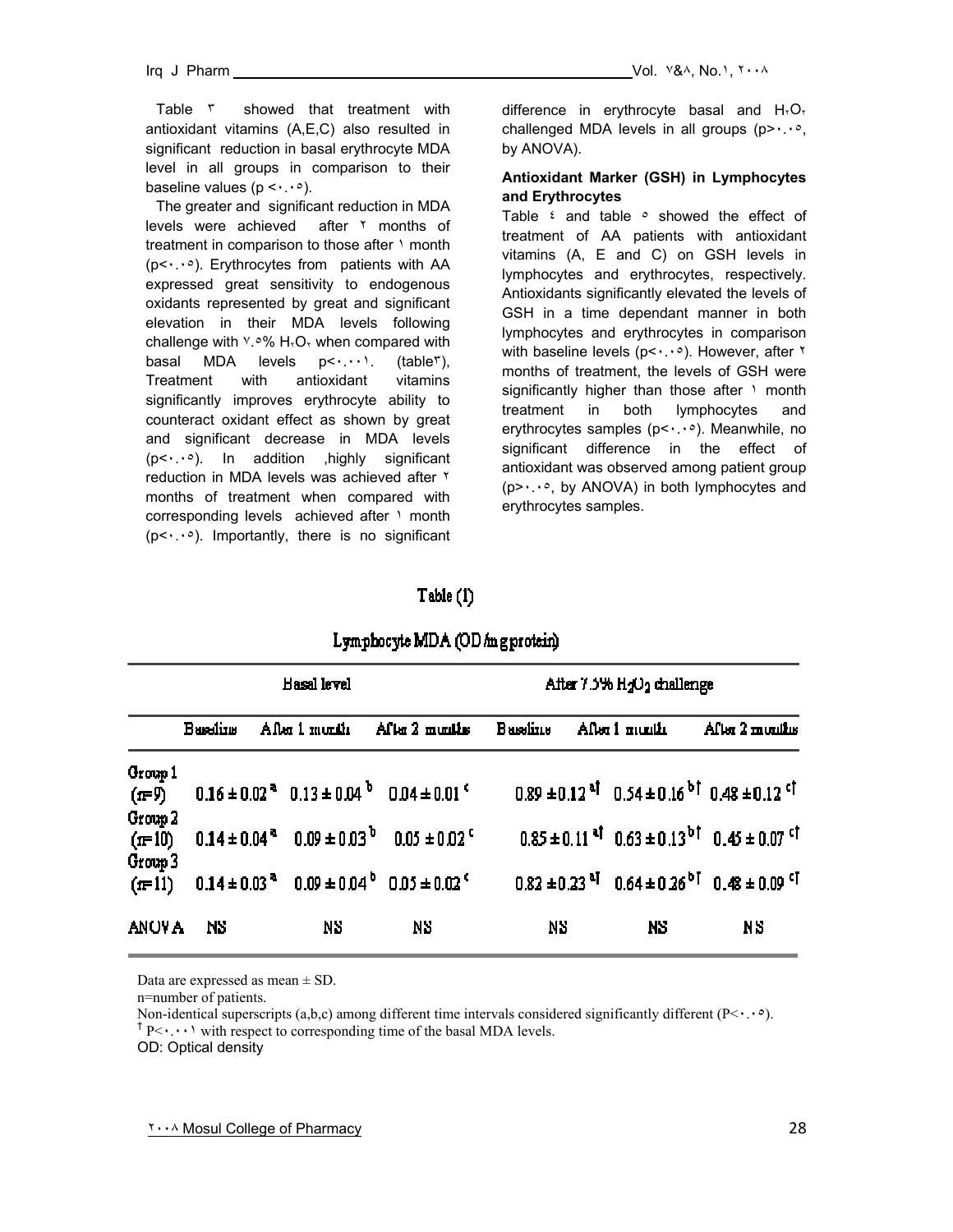Table ٣ showed that treatment with antioxidant vitamins (A,E,C) also resulted in significant reduction in basal erythrocyte MDA level in all groups in comparison to their baseline values (p <٠.٠٥).

The greater and significant reduction in MDA levels were achieved after ٢ months of treatment in comparison to those after ١ month (p<٠.٠٥). Erythrocytes from patients with AA expressed great sensitivity to endogenous oxidants represented by great and significant elevation in their MDA levels following challenge with ٧.٥% $H_2O_2$ when compared with basal MDA levels p<٠.٠٠١. (table٣), Treatment with antioxidant vitamins significantly improves erythrocyte ability to counteract oxidant effect as shown by great and significant decrease in MDA levels (p<٠.٠٥). In addition ,highly significant reduction in MDA levels was achieved after ٢ months of treatment when compared with corresponding levels achieved after ١ month (p<٠.٠٥). Importantly, there is no significant difference in erythrocyte basal and $H_2O_2$ challenged MDA levels in all groups (p>٠.٠٥, by ANOVA).

**Antioxidant Marker (GSH) in Lymphocytes and Erythrocytes**

Table ٤ and table ٥ showed the effect of treatment of AA patients with antioxidant vitamins (A, E and C) on GSH levels in lymphocytes and erythrocytes, respectively. Antioxidants significantly elevated the levels of GSH in a time dependant manner in both lymphocytes and erythrocytes in comparison with baseline levels (p<٠.٠٥). However, after ٢ months of treatment, the levels of GSH were significantly higher than those after ١ month treatment in both lymphocytes and erythrocytes samples (p<٠.٠٥). Meanwhile, no significant difference in the effect of antioxidant was observed among patient group (p>٠.٠٥, by ANOVA) in both lymphocytes and erythrocytes samples.

Table (1)

Lymphocyte MDA (OD/mg protein)

| | Basal level | | | After 7.5% $H_2O_2$ challenge | | |
|---|---|---|---|---|---|---|
| | Baseline | After 1 month | After 2 months | Baseline | After 1 month | After 2 months |
| Group 1 (n=9) | $0.16 \pm 0.02^{a}$ | $0.13 \pm 0.04^{b}$ | $0.04 \pm 0.01^{c}$ | $0.89 \pm 0.12^{a\dagger}$ | $0.54 \pm 0.16^{b\dagger}$ | $0.48 \pm 0.12^{c\dagger}$ |
| Group 2 (n=10) | $0.14 \pm 0.04^{a}$ | $0.09 \pm 0.03^{b}$ | $0.05 \pm 0.02^{c}$ | $0.85 \pm 0.11^{a\dagger}$ | $0.63 \pm 0.13^{b\dagger}$ | $0.45 \pm 0.07^{c\dagger}$ |
| Group 3 (n=11) | $0.14 \pm 0.03^{a}$ | $0.09 \pm 0.04^{b}$ | $0.05 \pm 0.02^{c}$ | $0.82 \pm 0.23^{a\dagger}$ | $0.64 \pm 0.26^{b\dagger}$ | $0.48 \pm 0.09^{c\dagger}$ |
| ANOVA | NS | NS | NS | NS | NS | NS |

Data are expressed as mean ± SD.

n=number of patients.

Non-identical superscripts (a,b,c) among different time intervals considered significantly different (P<٠.٠٥).

† P<٠.٠٠١ with respect to corresponding time of the basal MDA levels.

OD: Optical density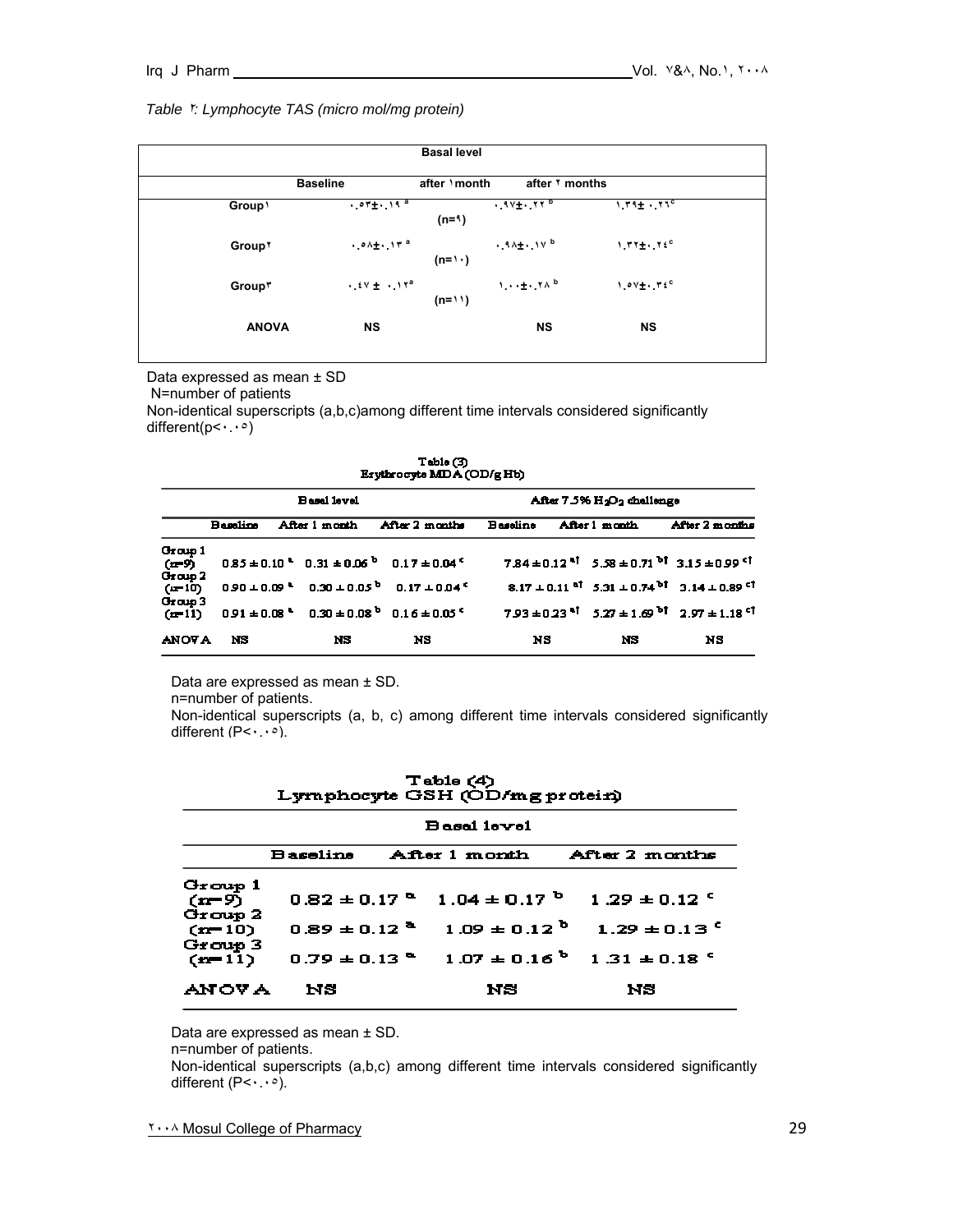*Table ٢: Lymphocyte TAS (micro mol/mg protein)*

| | Basal level | | |
|---|---|---|---|
| | Baseline | after ١month | after ٢ months |
| Group١ (n=٩) | ٠.٥٣±٠.١٩ [a] | ٠.٩٧±٠.٢٢ [b] | ١.٣٩±٠.٢٦ [c] |
| Group٢ (n=١٠) | ٠.٥٨±٠.١٣ [a] | ٠.٩٨±٠.١٧ [b] | ١.٣٢±٠.٢٤ [c] |
| Group٣ (n=١١) | ٠.٤٧ ± ٠.١٢ [a] | ١.٠٠±٠.٢٨ [b] | ١.٥٧±٠.٣٤ [c] |
| ANOVA | NS | NS | NS |

Data expressed as mean ± SD

N=number of patients

Non-identical superscripts (a,b,c)among different time intervals considered significantly different(p<٠.٠٥)

Table (3)
Erythrocyte MDA (OD/g Hb)

| | Basal level | | | After 7.5% $H_2O_2$ challenge | | |
|---|---|---|---|---|---|---|
| | Baseline | After 1 month | After 2 months | Baseline | After 1 month | After 2 months |
| Group 1 (n=9) | 0.85 ± 0.10 [a] | 0.31 ± 0.06 [b] | 0.17 ± 0.04 [c] | 7.84 ± 0.12 [a†] | 5.58 ± 0.71 [b†] | 3.15 ± 0.99 [c†] |
| Group 2 (n=10) | 0.90 ± 0.09 [a] | 0.30 ± 0.05 [b] | 0.17 ± 0.04 [c] | 8.17 ± 0.11 [a†] | 5.31 ± 0.74 [b†] | 3.14 ± 0.89 [c†] |
| Group 3 (n=11) | 0.91 ± 0.08 [a] | 0.30 ± 0.08 [b] | 0.16 ± 0.05 [c] | 7.93 ± 0.23 [a†] | 5.27 ± 1.69 [b†] | 2.97 ± 1.18 [c†] |
| ANOVA | NS | NS | NS | NS | NS | NS |

Data are expressed as mean ± SD.

n=number of patients.

Non-identical superscripts (a, b, c) among different time intervals considered significantly different (P<٠.٠٥).

Table (4)
Lymphocyte GSH (OD/mg protein)

| | Basal level | | |
|---|---|---|---|
| | Baseline | After 1 month | After 2 months |
| Group 1 (n=9) | 0.82 ± 0.17 [a] | 1.04 ± 0.17 [b] | 1.29 ± 0.12 [c] |
| Group 2 (n=10) | 0.89 ± 0.12 [a] | 1.09 ± 0.12 [b] | 1.29 ± 0.13 [c] |
| Group 3 (n=11) | 0.79 ± 0.13 [a] | 1.07 ± 0.16 [b] | 1.31 ± 0.18 [c] |
| ANOVA | NS | NS | NS |

Data are expressed as mean ± SD.

n=number of patients.

Non-identical superscripts (a,b,c) among different time intervals considered significantly different (P<٠.٠٥).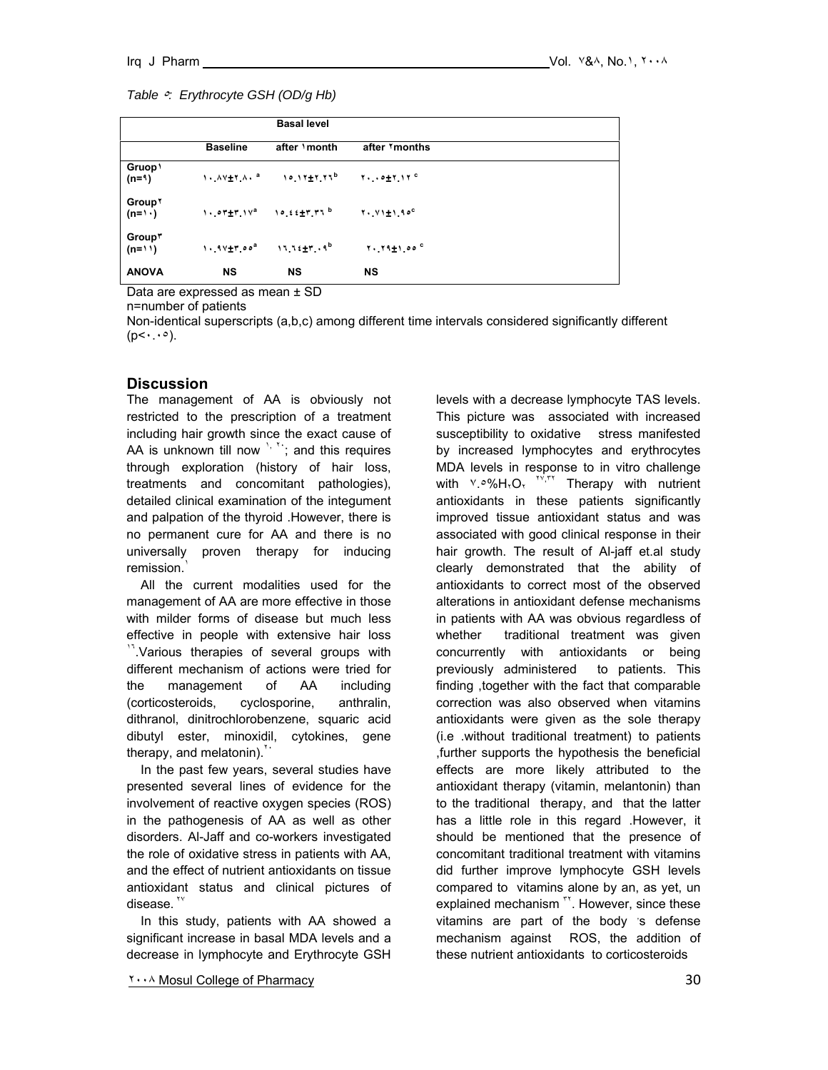*Table ٥: Erythrocyte GSH (OD/g Hb)*

| | Basal level | | |
|---|---|---|---|
| | **Baseline** | **after ١month** | **after ٢months** |
| **Gruop١ (n=٩)** | ١٠.٨٧±٢.٨٠ [a] | ١٥.١٢±٢.٢٦ [b] | ٢٠.٠٥±٢.١٢ [c] |
| **Group٢ (n=١٠)** | ١٠.٥٣±٣.١٧ [a] | ١٥.٤٤±٣.٣٦ [b] | ٢٠.٧١±١.٩٥ [c] |
| **Group٣ (n=١١)** | ١٠.٩٧±٣.٥٥ [a] | ١٦.٦٤±٣.٠٩ [b] | ٢٠.٢٩±١.٥٥ [c] |
| **ANOVA** | **NS** | **NS** | **NS** |

Data are expressed as mean ± SD

n=number of patients

Non-identical superscripts (a,b,c) among different time intervals considered significantly different ($p<٠.٠٥$).

## Discussion

The management of AA is obviously not restricted to the prescription of a treatment including hair growth since the exact cause of AA is unknown till now [١,٢٠]; and this requires through exploration (history of hair loss, treatments and concomitant pathologies), detailed clinical examination of the integument and palpation of the thyroid .However, there is no permanent cure for AA and there is no universally proven therapy for inducing remission.[١]

All the current modalities used for the management of AA are more effective in those with milder forms of disease but much less effective in people with extensive hair loss [١٦].Various therapies of several groups with different mechanism of actions were tried for the management of AA including (corticosteroids, cyclosporine, anthralin, dithranol, dinitrochlorobenzene, squaric acid dibutyl ester, minoxidil, cytokines, gene therapy, and melatonin).[٢٠]

In the past few years, several studies have presented several lines of evidence for the involvement of reactive oxygen species (ROS) in the pathogenesis of AA as well as other disorders. Al-Jaff and co-workers investigated the role of oxidative stress in patients with AA, and the effect of nutrient antioxidants on tissue antioxidant status and clinical pictures of disease.[٢٧]

In this study, patients with AA showed a significant increase in basal MDA levels and a decrease in lymphocyte and Erythrocyte GSH levels with a decrease lymphocyte TAS levels. This picture was associated with increased susceptibility to oxidative stress manifested by increased lymphocytes and erythrocytes MDA levels in response to in vitro challenge with ٧.٥% $H_2O_2$ [٢٧,٣٢] Therapy with nutrient antioxidants in these patients significantly improved tissue antioxidant status and was associated with good clinical response in their hair growth. The result of Al-jaff et.al study clearly demonstrated that the ability of antioxidants to correct most of the observed alterations in antioxidant defense mechanisms in patients with AA was obvious regardless of whether traditional treatment was given concurrently with antioxidants or being previously administered to patients. This finding ,together with the fact that comparable correction was also observed when vitamins antioxidants were given as the sole therapy (i.e .without traditional treatment) to patients ,further supports the hypothesis the beneficial effects are more likely attributed to the antioxidant therapy (vitamin, melantonin) than to the traditional therapy, and that the latter has a little role in this regard .However, it should be mentioned that the presence of concomitant traditional treatment with vitamins did further improve lymphocyte GSH levels compared to vitamins alone by an, as yet, un explained mechanism [٣٢]. However, since these vitamins are part of the body 's defense mechanism against ROS, the addition of these nutrient antioxidants to corticosteroids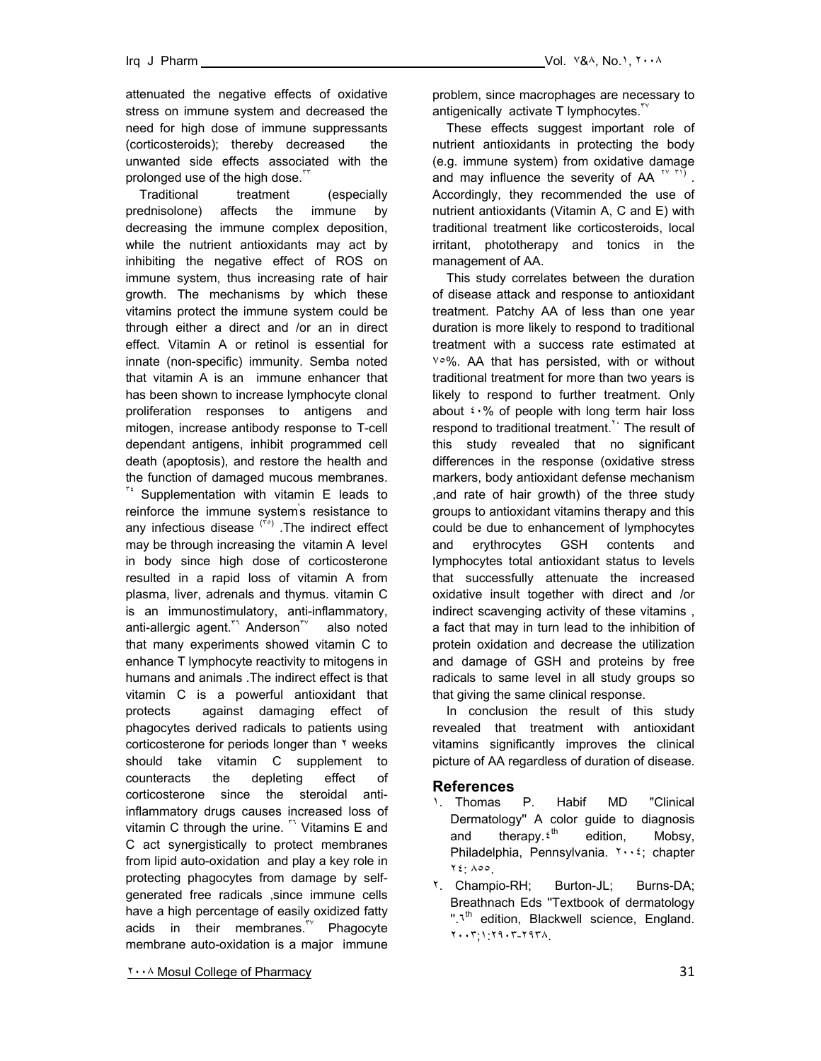attenuated the negative effects of oxidative stress on immune system and decreased the need for high dose of immune suppressants (corticosteroids); thereby decreased the unwanted side effects associated with the prolonged use of the high dose.[٣٣]

Traditional treatment (especially prednisolone) affects the immune by decreasing the immune complex deposition, while the nutrient antioxidants may act by inhibiting the negative effect of ROS on immune system, thus increasing rate of hair growth. The mechanisms by which these vitamins protect the immune system could be through either a direct and /or an in direct effect. Vitamin A or retinol is essential for innate (non-specific) immunity. Semba noted that vitamin A is an immune enhancer that has been shown to increase lymphocyte clonal proliferation responses to antigens and mitogen, increase antibody response to T-cell dependant antigens, inhibit programmed cell death (apoptosis), and restore the health and the function of damaged mucous membranes.[٣٤] Supplementation with vitamin E leads to reinforce the immune system's resistance to any infectious disease [(٣٥)]. The indirect effect may be through increasing the vitamin A level in body since high dose of corticosterone resulted in a rapid loss of vitamin A from plasma, liver, adrenals and thymus. vitamin C is an immunostimulatory, anti-inflammatory, anti-allergic agent.[٣٦] Anderson[٣٧] also noted that many experiments showed vitamin C to enhance T lymphocyte reactivity to mitogens in humans and animals .The indirect effect is that vitamin C is a powerful antioxidant that protects against damaging effect of phagocytes derived radicals to patients using corticosterone for periods longer than ٢ weeks should take vitamin C supplement to counteracts the depleting effect of corticosterone since the steroidal anti-inflammatory drugs causes increased loss of vitamin C through the urine.[٣٦] Vitamins E and C act synergistically to protect membranes from lipid auto-oxidation and play a key role in protecting phagocytes from damage by self-generated free radicals ,since immune cells have a high percentage of easily oxidized fatty acids in their membranes.[٣٧] Phagocyte membrane auto-oxidation is a major immune problem, since macrophages are necessary to antigenically activate T lymphocytes.[٣٧]

These effects suggest important role of nutrient antioxidants in protecting the body (e.g. immune system) from oxidative damage and may influence the severity of AA [٢٧ ٣١)]. Accordingly, they recommended the use of nutrient antioxidants (Vitamin A, C and E) with traditional treatment like corticosteroids, local irritant, phototherapy and tonics in the management of AA.

This study correlates between the duration of disease attack and response to antioxidant treatment. Patchy AA of less than one year duration is more likely to respond to traditional treatment with a success rate estimated at ٧٥%. AA that has persisted, with or without traditional treatment for more than two years is likely to respond to further treatment. Only about ٤٠% of people with long term hair loss respond to traditional treatment.[٢٠] The result of this study revealed that no significant differences in the response (oxidative stress markers, body antioxidant defense mechanism ,and rate of hair growth) of the three study groups to antioxidant vitamins therapy and this could be due to enhancement of lymphocytes and erythrocytes GSH contents and lymphocytes total antioxidant status to levels that successfully attenuate the increased oxidative insult together with direct and /or indirect scavenging activity of these vitamins , a fact that may in turn lead to the inhibition of protein oxidation and decrease the utilization and damage of GSH and proteins by free radicals to same level in all study groups so that giving the same clinical response.

In conclusion the result of this study revealed that treatment with antioxidant vitamins significantly improves the clinical picture of AA regardless of duration of disease.

## References

١. Thomas P. Habif MD "Clinical Dermatology" A color guide to diagnosis and therapy.٤th edition, Mobsy, Philadelphia, Pennsylvania. ٢٠٠٤; chapter ٢٤: ٨٥٥.

٢. Champio-RH; Burton-JL; Burns-DA; Breathnach Eds "Textbook of dermatology ".٦th edition, Blackwell science, England. ٢٠٠٣;١:٢٩٠٣-٢٩٣٨.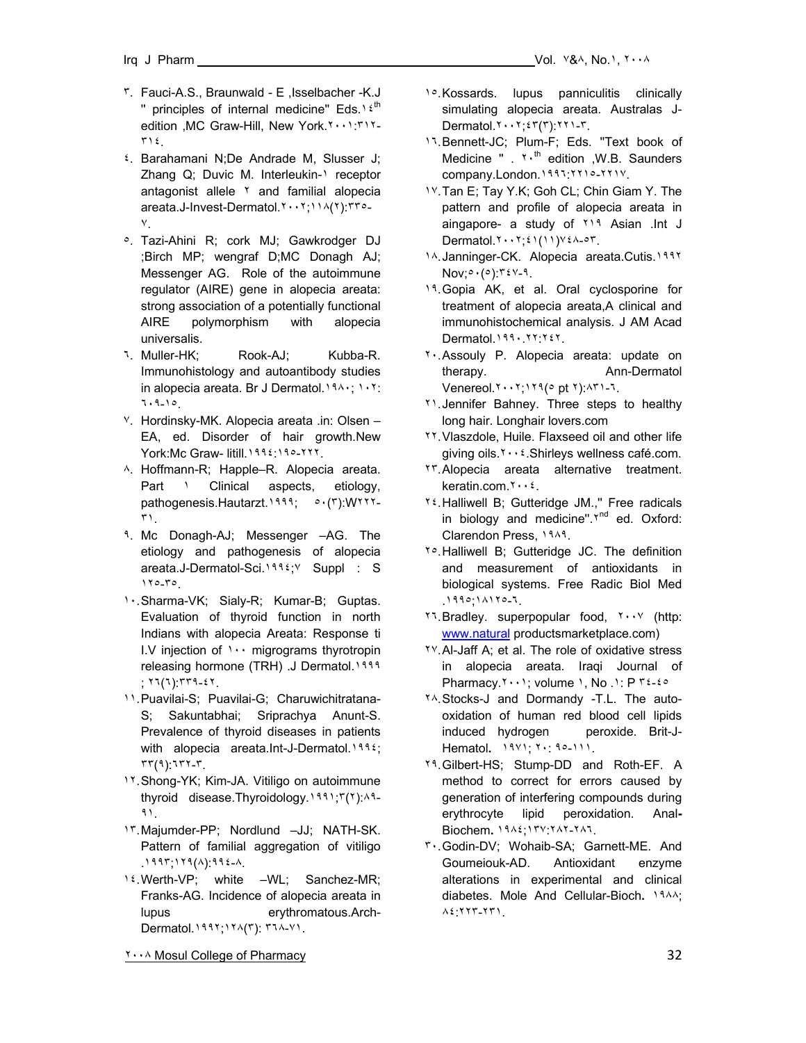٣. Fauci-A.S., Braunwald - E ,Isselbacher -K.J " principles of internal medicine" Eds.١٤th edition ,MC Graw-Hill, New York.٢٠٠١:٣١٢-٣١٤.

٤. Barahamani N;De Andrade M, Slusser J; Zhang Q; Duvic M. Interleukin-١ receptor antagonist allele ٢ and familial alopecia areata.J-Invest-Dermatol.٢٠٠٢;١١٨(٢):٣٣٥-٧.

٥. Tazi-Ahini R; cork MJ; Gawkrodger DJ ;Birch MP; wengraf D;MC Donagh AJ; Messenger AG. Role of the autoimmune regulator (AIRE) gene in alopecia areata: strong association of a potentially functional AIRE polymorphism with alopecia universalis.

٦. Muller-HK; Rook-AJ; Kubba-R. Immunohistology and autoantibody studies in alopecia areata. Br J Dermatol.١٩٨٠; ١٠٢: ٦٠٩-١٥.

٧. Hordinsky-MK. Alopecia areata .in: Olsen – EA, ed. Disorder of hair growth.New York:Mc Graw- litill.١٩٩٤:١٩٥-٢٢٢.

٨. Hoffmann-R; Happle–R. Alopecia areata. Part ١ Clinical aspects, etiology, pathogenesis.Hautarzt.١٩٩٩; ٥٠(٣):W٢٢٢-٣١.

٩. Mc Donagh-AJ; Messenger –AG. The etiology and pathogenesis of alopecia areata.J-Dermatol-Sci.١٩٩٤;٧ Suppl : S ١٢٥-٣٥.

١٠. Sharma-VK; Sialy-R; Kumar-B; Guptas. Evaluation of thyroid function in north Indians with alopecia Areata: Response ti I.V injection of ١٠٠ migrograms thyrotropin releasing hormone (TRH) .J Dermatol.١٩٩٩ ; ٢٦(٦):٣٣٩-٤٢.

١١. Puavilai-S; Puavilai-G; Charuwichitratana-S; Sakuntabhai; Sriprachya Anunt-S. Prevalence of thyroid diseases in patients with alopecia areata.Int-J-Dermatol.١٩٩٤; ٣٣(٩):٦٣٢-٣.

١٢. Shong-YK; Kim-JA. Vitiligo on autoimmune thyroid disease.Thyroidology.١٩٩١;٣(٢):٨٩-٩١.

١٣. Majumder-PP; Nordlund –JJ; NATH-SK. Pattern of familial aggregation of vitiligo .١٩٩٣;١٢٩(٨):٩٩٤-٨.

١٤. Werth-VP; white –WL; Sanchez-MR; Franks-AG. Incidence of alopecia areata in lupus erythromatous.Arch-Dermatol.١٩٩٢;١٢٨(٣): ٣٦٨-٧١.

١٥. Kossards. lupus panniculitis clinically simulating alopecia areata. Australas J-Dermatol.٢٠٠٢;٤٣(٣):٢٢١-٣.

١٦. Bennett-JC; Plum-F; Eds. "Text book of Medicine " . ٢٠th edition ,W.B. Saunders company.London.١٩٩٦:٢٢١٥-٢٢١٧.

١٧. Tan E; Tay Y.K; Goh CL; Chin Giam Y. The pattern and profile of alopecia areata in aingapore- a study of ٢١٩ Asian .Int J Dermatol.٢٠٠٢;٤١(١١)٧٤٨-٥٣.

١٨. Janninger-CK. Alopecia areata.Cutis.١٩٩٢ Nov;٥٠(٥):٣٤٧-٩.

١٩. Gopia AK, et al. Oral cyclosporine for treatment of alopecia areata,A clinical and immunohistochemical analysis. J AM Acad Dermatol.١٩٩٠.٢٢:٢٤٢.

٢٠. Assouly P. Alopecia areata: update on therapy. Ann-Dermatol Venereol.٢٠٠٢;١٢٩(٥ pt ٢):٨٣١-٦.

٢١. Jennifer Bahney. Three steps to healthy long hair. Longhair lovers.com

٢٢. Vlaszdole, Huile. Flaxseed oil and other life giving oils.٢٠٠٤.Shirleys wellness café.com.

٢٣. Alopecia areata alternative treatment. keratin.com.٢٠٠٤.

٢٤. Halliwell B; Gutteridge JM.," Free radicals in biology and medicine".٢nd ed. Oxford: Clarendon Press, ١٩٨٩.

٢٥. Halliwell B; Gutteridge JC. The definition and measurement of antioxidants in biological systems. Free Radic Biol Med .١٩٩٥;١٨١٢٥-٦.

٢٦. Bradley. superpopular food, ٢٠٠٧ (http: www.natural productsmarketplace.com)

٢٧. Al-Jaff A; et al. The role of oxidative stress in alopecia areata. Iraqi Journal of Pharmacy.٢٠٠١; volume ١, No .١: P ٣٤-٤٥

٢٨. Stocks-J and Dormandy -T.L. The auto-oxidation of human red blood cell lipids induced hydrogen peroxide. Brit-J-Hematol. ١٩٧١; ٢٠: ٩٥-١١١.

٢٩. Gilbert-HS; Stump-DD and Roth-EF. A method to correct for errors caused by generation of interfering compounds during erythrocyte lipid peroxidation. Anal-Biochem. ١٩٨٤;١٣٧:٢٨٢-٢٨٦.

٣٠. Godin-DV; Wohaib-SA; Garnett-ME. And Goumeiouk-AD. Antioxidant enzyme alterations in experimental and clinical diabetes. Mole And Cellular-Bioch. ١٩٨٨; ٨٤:٢٢٣-٢٣١.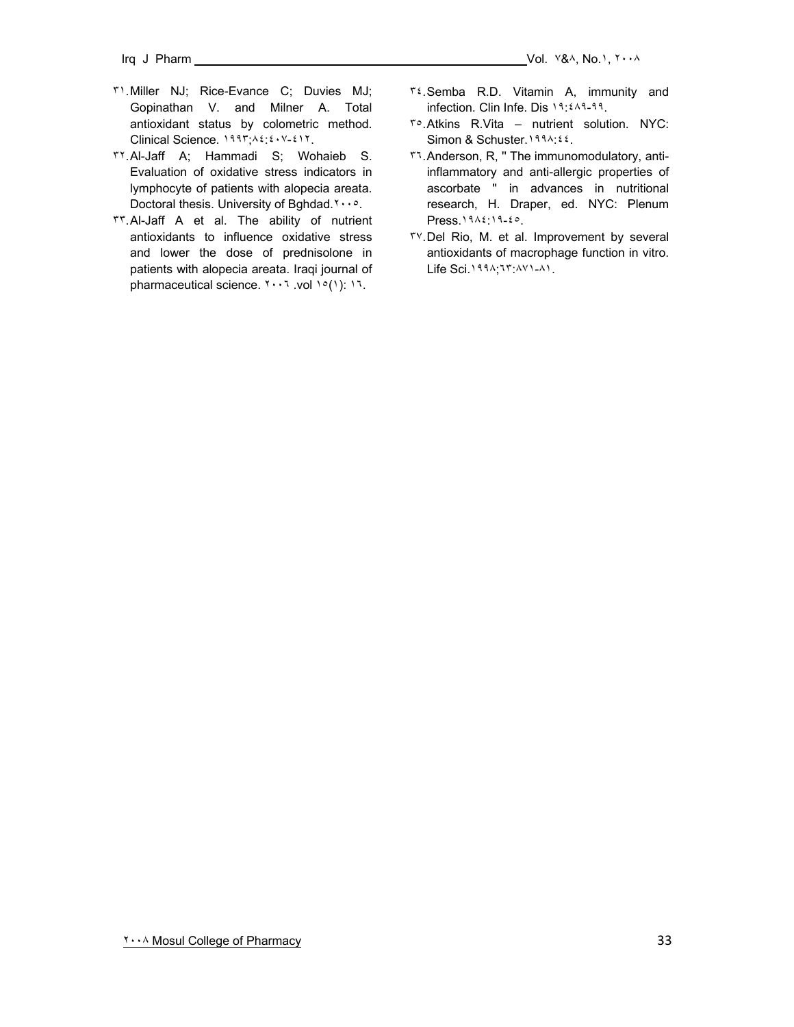٣١. Miller NJ; Rice-Evance C; Duvies MJ; Gopinathan V. and Milner A. Total antioxidant status by colometric method. Clinical Science. ١٩٩٣;٨٤:٤٠٧-٤١٢.

٣٢. Al-Jaff A; Hammadi S; Wohaieb S. Evaluation of oxidative stress indicators in lymphocyte of patients with alopecia areata. Doctoral thesis. University of Bghdad.٢٠٠٥.

٣٣. Al-Jaff A et al. The ability of nutrient antioxidants to influence oxidative stress and lower the dose of prednisolone in patients with alopecia areata. Iraqi journal of pharmaceutical science. ٢٠٠٦ .vol ١٥(١): ١٦.

٣٤. Semba R.D. Vitamin A, immunity and infection. Clin Infe. Dis ١٩:٤٨٩-٩٩.

٣٥. Atkins R.Vita – nutrient solution. NYC: Simon & Schuster.١٩٩٨:٤٤.

٣٦. Anderson, R, " The immunomodulatory, anti-inflammatory and anti-allergic properties of ascorbate " in advances in nutritional research, H. Draper, ed. NYC: Plenum Press.١٩٨٤:١٩-٤٥.

٣٧. Del Rio, M. et al. Improvement by several antioxidants of macrophage function in vitro. Life Sci.١٩٩٨;٦٣:٨٧١-٨١.